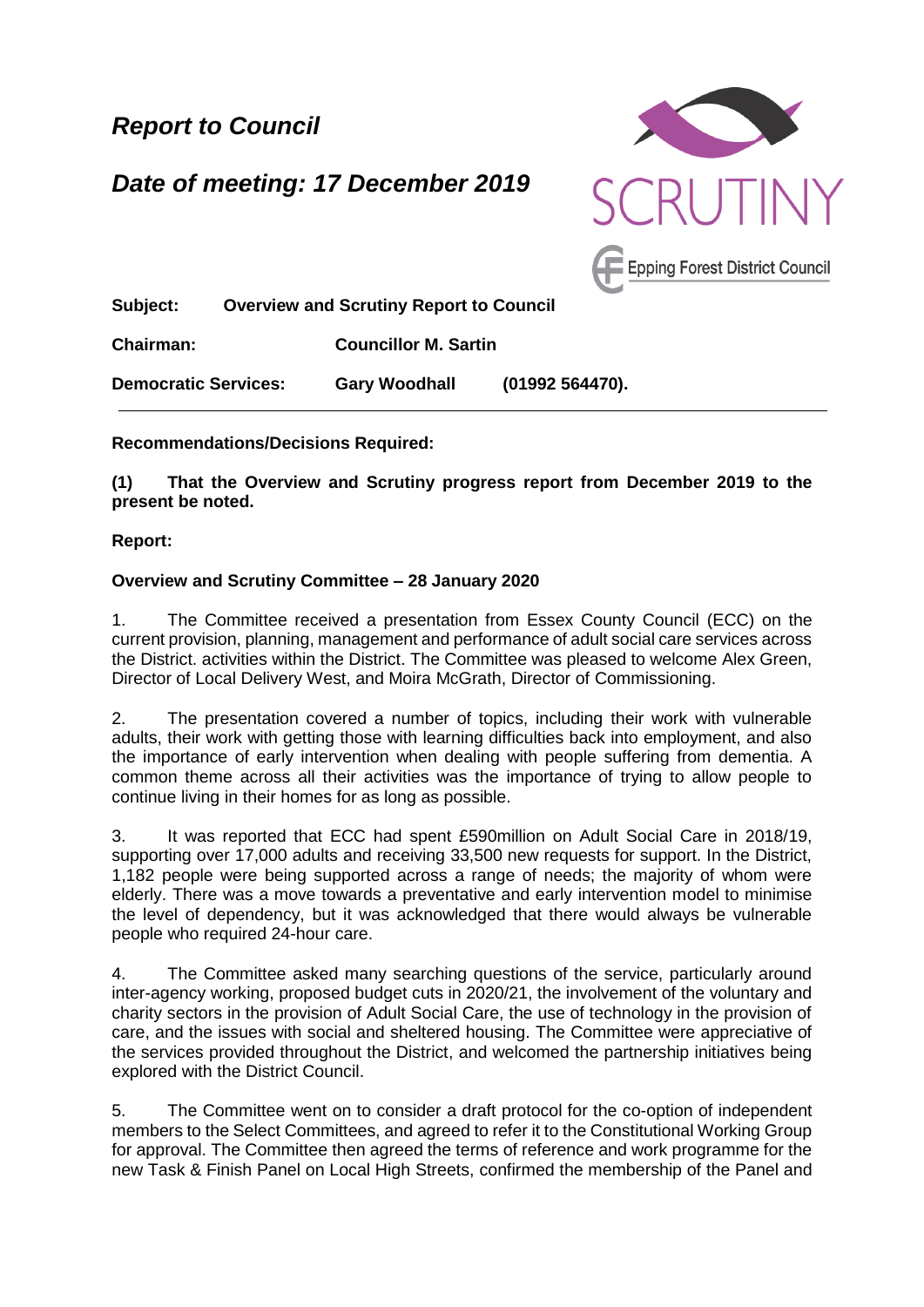***Report to Council***

***Date of meeting: 17 December 2019***

SCRUTINY

Epping Forest District Council

**Subject:** **Overview and Scrutiny Report to Council**

**Chairman:** **Councillor M. Sartin**

**Democratic Services:** **Gary Woodhall** **(01992 564470).**

---

**Recommendations/Decisions Required:**

**(1) That the Overview and Scrutiny progress report from December 2019 to the present be noted.**

**Report:**

**Overview and Scrutiny Committee – 28 January 2020**

1. The Committee received a presentation from Essex County Council (ECC) on the current provision, planning, management and performance of adult social care services across the District. activities within the District. The Committee was pleased to welcome Alex Green, Director of Local Delivery West, and Moira McGrath, Director of Commissioning.

2. The presentation covered a number of topics, including their work with vulnerable adults, their work with getting those with learning difficulties back into employment, and also the importance of early intervention when dealing with people suffering from dementia. A common theme across all their activities was the importance of trying to allow people to continue living in their homes for as long as possible.

3. It was reported that ECC had spent £590million on Adult Social Care in 2018/19, supporting over 17,000 adults and receiving 33,500 new requests for support. In the District, 1,182 people were being supported across a range of needs; the majority of whom were elderly. There was a move towards a preventative and early intervention model to minimise the level of dependency, but it was acknowledged that there would always be vulnerable people who required 24-hour care.

4. The Committee asked many searching questions of the service, particularly around inter-agency working, proposed budget cuts in 2020/21, the involvement of the voluntary and charity sectors in the provision of Adult Social Care, the use of technology in the provision of care, and the issues with social and sheltered housing. The Committee were appreciative of the services provided throughout the District, and welcomed the partnership initiatives being explored with the District Council.

5. The Committee went on to consider a draft protocol for the co-option of independent members to the Select Committees, and agreed to refer it to the Constitutional Working Group for approval. The Committee then agreed the terms of reference and work programme for the new Task & Finish Panel on Local High Streets, confirmed the membership of the Panel and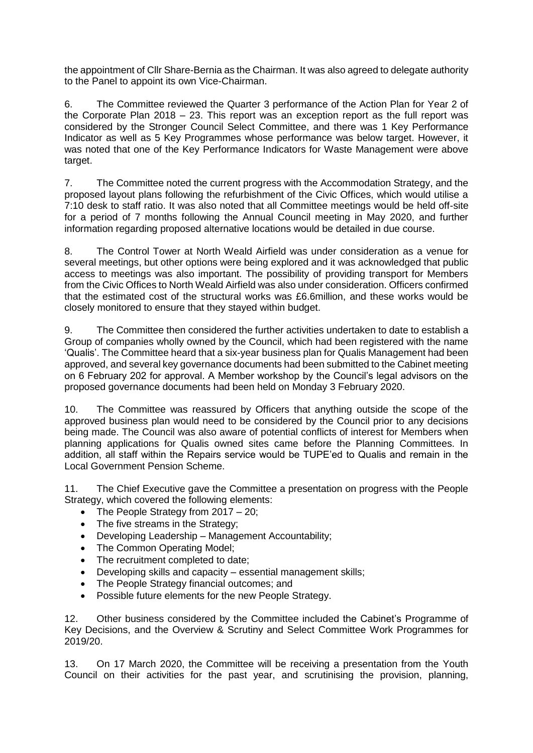the appointment of Cllr Share-Bernia as the Chairman. It was also agreed to delegate authority to the Panel to appoint its own Vice-Chairman.

6. The Committee reviewed the Quarter 3 performance of the Action Plan for Year 2 of the Corporate Plan 2018 – 23. This report was an exception report as the full report was considered by the Stronger Council Select Committee, and there was 1 Key Performance Indicator as well as 5 Key Programmes whose performance was below target. However, it was noted that one of the Key Performance Indicators for Waste Management were above target.

7. The Committee noted the current progress with the Accommodation Strategy, and the proposed layout plans following the refurbishment of the Civic Offices, which would utilise a 7:10 desk to staff ratio. It was also noted that all Committee meetings would be held off-site for a period of 7 months following the Annual Council meeting in May 2020, and further information regarding proposed alternative locations would be detailed in due course.

8. The Control Tower at North Weald Airfield was under consideration as a venue for several meetings, but other options were being explored and it was acknowledged that public access to meetings was also important. The possibility of providing transport for Members from the Civic Offices to North Weald Airfield was also under consideration. Officers confirmed that the estimated cost of the structural works was £6.6million, and these works would be closely monitored to ensure that they stayed within budget.

9. The Committee then considered the further activities undertaken to date to establish a Group of companies wholly owned by the Council, which had been registered with the name 'Qualis'. The Committee heard that a six-year business plan for Qualis Management had been approved, and several key governance documents had been submitted to the Cabinet meeting on 6 February 202 for approval. A Member workshop by the Council's legal advisors on the proposed governance documents had been held on Monday 3 February 2020.

10. The Committee was reassured by Officers that anything outside the scope of the approved business plan would need to be considered by the Council prior to any decisions being made. The Council was also aware of potential conflicts of interest for Members when planning applications for Qualis owned sites came before the Planning Committees. In addition, all staff within the Repairs service would be TUPE'ed to Qualis and remain in the Local Government Pension Scheme.

11. The Chief Executive gave the Committee a presentation on progress with the People Strategy, which covered the following elements:

- The People Strategy from 2017 – 20;
- The five streams in the Strategy;
- Developing Leadership – Management Accountability;
- The Common Operating Model;
- The recruitment completed to date;
- Developing skills and capacity – essential management skills;
- The People Strategy financial outcomes; and
- Possible future elements for the new People Strategy.

12. Other business considered by the Committee included the Cabinet's Programme of Key Decisions, and the Overview & Scrutiny and Select Committee Work Programmes for 2019/20.

13. On 17 March 2020, the Committee will be receiving a presentation from the Youth Council on their activities for the past year, and scrutinising the provision, planning,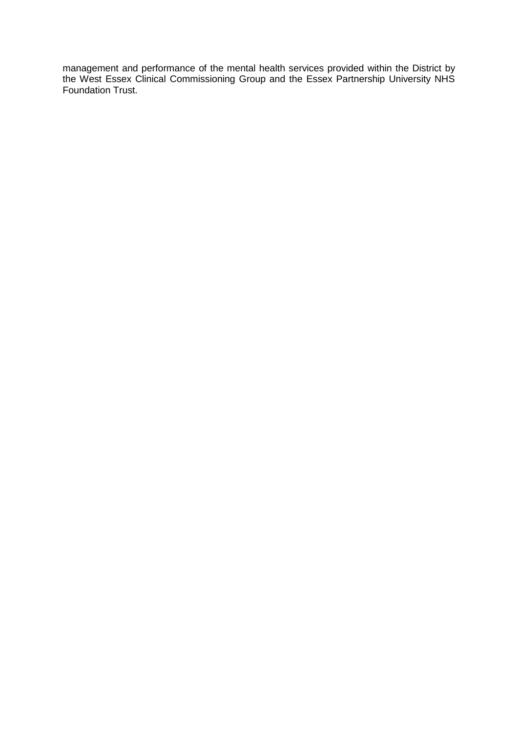management and performance of the mental health services provided within the District by the West Essex Clinical Commissioning Group and the Essex Partnership University NHS Foundation Trust.